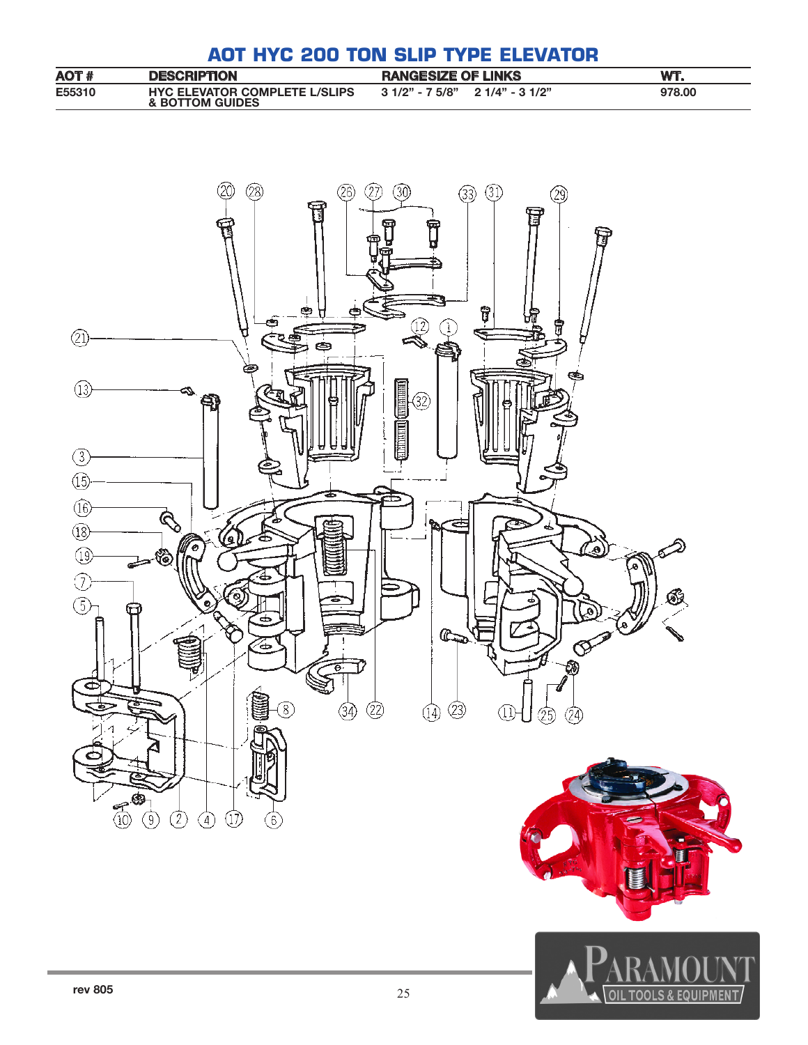# AOT HYC 200 TON SLIP TYPE ELEVATOR

| AOT # | DESCRIPTION | RANGE | SIZE OF LINKS | WT. |
|---|---|---|---|---|
| E55310 | HYC ELEVATOR COMPLETE L/SLIPS & BOTTOM GUIDES | 3 1/2" - 7 5/8" | 2 1/4" - 3 1/2" | 978.00 |

rev 805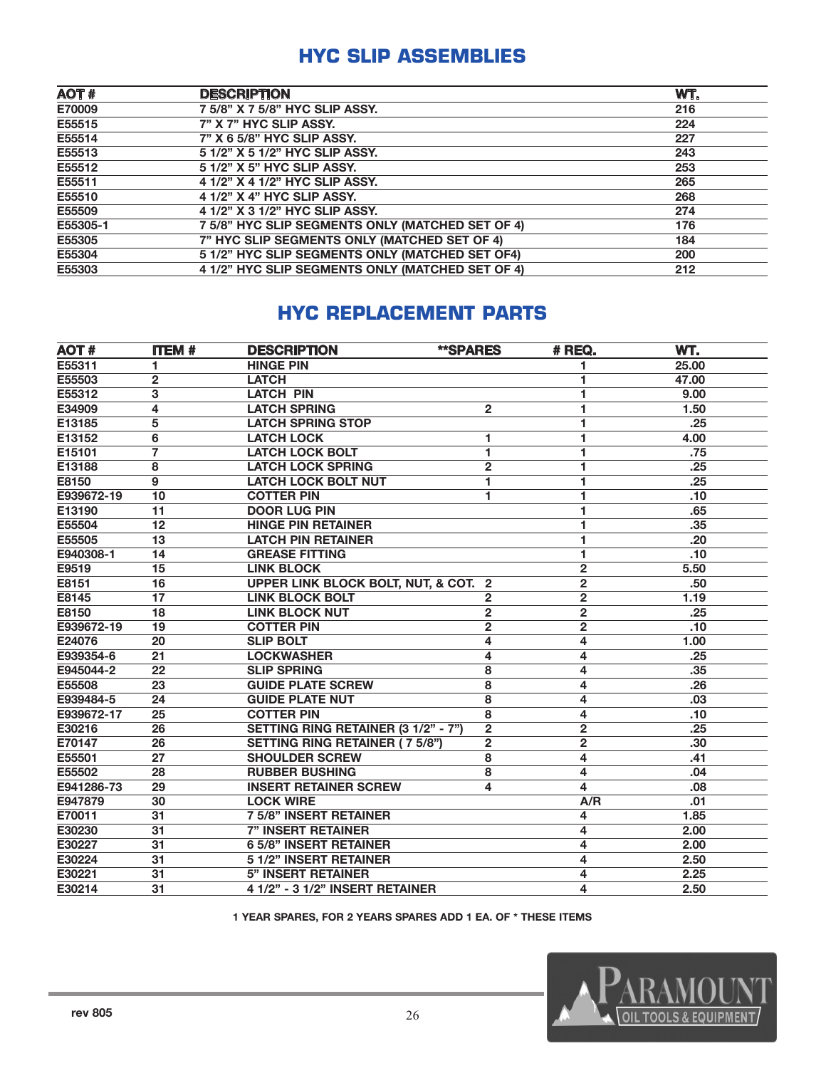## HYC SLIP ASSEMBLIES

| AOT # | DESCRIPTION | WT. |
|---|---|---|
| E70009 | 7 5/8" X 7 5/8" HYC SLIP ASSY. | 216 |
| E55515 | 7" X 7" HYC SLIP ASSY. | 224 |
| E55514 | 7" X 6 5/8" HYC SLIP ASSY. | 227 |
| E55513 | 5 1/2" X 5 1/2" HYC SLIP ASSY. | 243 |
| E55512 | 5 1/2" X 5" HYC SLIP ASSY. | 253 |
| E55511 | 4 1/2" X 4 1/2" HYC SLIP ASSY. | 265 |
| E55510 | 4 1/2" X 4" HYC SLIP ASSY. | 268 |
| E55509 | 4 1/2" X 3 1/2" HYC SLIP ASSY. | 274 |
| E55305-1 | 7 5/8" HYC SLIP SEGMENTS ONLY (MATCHED SET OF 4) | 176 |
| E55305 | 7" HYC SLIP SEGMENTS ONLY (MATCHED SET OF 4) | 184 |
| E55304 | 5 1/2" HYC SLIP SEGMENTS ONLY (MATCHED SET OF4) | 200 |
| E55303 | 4 1/2" HYC SLIP SEGMENTS ONLY (MATCHED SET OF 4) | 212 |

## HYC REPLACEMENT PARTS

| AOT # | ITEM # | DESCRIPTION | **SPARES | # REQ. | WT. |
|---|---|---|---|---|---|
| E55311 | 1 | HINGE PIN | | 1 | 25.00 |
| E55503 | 2 | LATCH | | 1 | 47.00 |
| E55312 | 3 | LATCH PIN | | 1 | 9.00 |
| E34909 | 4 | LATCH SPRING | 2 | 1 | 1.50 |
| E13185 | 5 | LATCH SPRING STOP | | 1 | .25 |
| E13152 | 6 | LATCH LOCK | 1 | 1 | 4.00 |
| E15101 | 7 | LATCH LOCK BOLT | 1 | 1 | .75 |
| E13188 | 8 | LATCH LOCK SPRING | 2 | 1 | .25 |
| E8150 | 9 | LATCH LOCK BOLT NUT | 1 | 1 | .25 |
| E939672-19 | 10 | COTTER PIN | 1 | 1 | .10 |
| E13190 | 11 | DOOR LUG PIN | | 1 | .65 |
| E55504 | 12 | HINGE PIN RETAINER | | 1 | .35 |
| E55505 | 13 | LATCH PIN RETAINER | | 1 | .20 |
| E940308-1 | 14 | GREASE FITTING | | 1 | .10 |
| E9519 | 15 | LINK BLOCK | | 2 | 5.50 |
| E8151 | 16 | UPPER LINK BLOCK BOLT, NUT, & COT. | 2 | 2 | .50 |
| E8145 | 17 | LINK BLOCK BOLT | 2 | 2 | 1.19 |
| E8150 | 18 | LINK BLOCK NUT | 2 | 2 | .25 |
| E939672-19 | 19 | COTTER PIN | 2 | 2 | .10 |
| E24076 | 20 | SLIP BOLT | 4 | 4 | 1.00 |
| E939354-6 | 21 | LOCKWASHER | 4 | 4 | .25 |
| E945044-2 | 22 | SLIP SPRING | 8 | 4 | .35 |
| E55508 | 23 | GUIDE PLATE SCREW | 8 | 4 | .26 |
| E939484-5 | 24 | GUIDE PLATE NUT | 8 | 4 | .03 |
| E939672-17 | 25 | COTTER PIN | 8 | 4 | .10 |
| E30216 | 26 | SETTING RING RETAINER (3 1/2" - 7") | 2 | 2 | .25 |
| E70147 | 26 | SETTING RING RETAINER ( 7 5/8") | 2 | 2 | .30 |
| E55501 | 27 | SHOULDER SCREW | 8 | 4 | .41 |
| E55502 | 28 | RUBBER BUSHING | 8 | 4 | .04 |
| E941286-73 | 29 | INSERT RETAINER SCREW | 4 | 4 | .08 |
| E947879 | 30 | LOCK WIRE | | A/R | .01 |
| E70011 | 31 | 7 5/8" INSERT RETAINER | | 4 | 1.85 |
| E30230 | 31 | 7" INSERT RETAINER | | 4 | 2.00 |
| E30227 | 31 | 6 5/8" INSERT RETAINER | | 4 | 2.00 |
| E30224 | 31 | 5 1/2" INSERT RETAINER | | 4 | 2.50 |
| E30221 | 31 | 5" INSERT RETAINER | | 4 | 2.25 |
| E30214 | 31 | 4 1/2" - 3 1/2" INSERT RETAINER | | 4 | 2.50 |

1 YEAR SPARES, FOR 2 YEARS SPARES ADD 1 EA. OF * THESE ITEMS

rev 805

PARAMOUNT OIL TOOLS & EQUIPMENT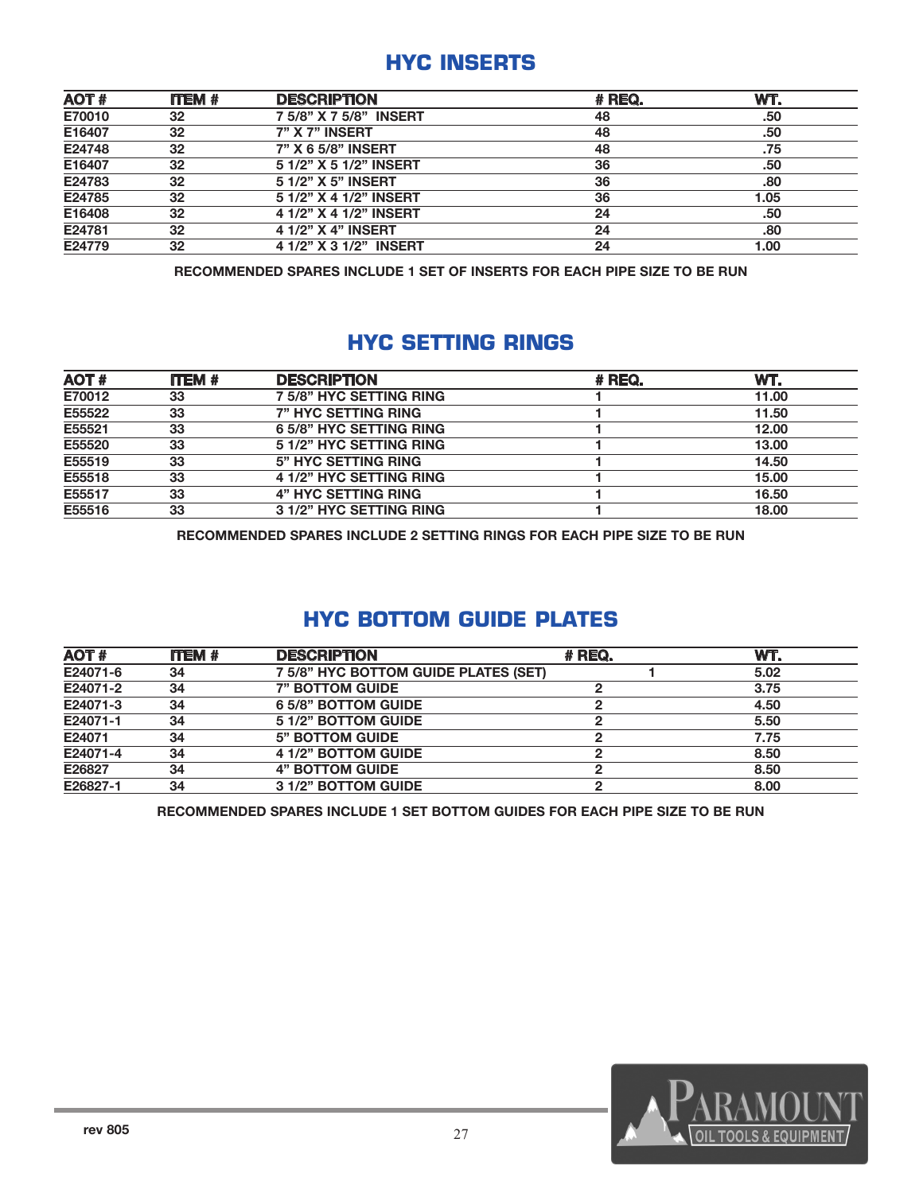## HYC INSERTS

| AOT # | ITEM # | DESCRIPTION | # REQ. | WT. |
|---|---|---|---|---|
| E70010 | 32 | 7 5/8" X 7 5/8" INSERT | 48 | .50 |
| E16407 | 32 | 7" X 7" INSERT | 48 | .50 |
| E24748 | 32 | 7" X 6 5/8" INSERT | 48 | .75 |
| E16407 | 32 | 5 1/2" X 5 1/2" INSERT | 36 | .50 |
| E24783 | 32 | 5 1/2" X 5" INSERT | 36 | .80 |
| E24785 | 32 | 5 1/2" X 4 1/2" INSERT | 36 | 1.05 |
| E16408 | 32 | 4 1/2" X 4 1/2" INSERT | 24 | .50 |
| E24781 | 32 | 4 1/2" X 4" INSERT | 24 | .80 |
| E24779 | 32 | 4 1/2" X 3 1/2" INSERT | 24 | 1.00 |

**RECOMMENDED SPARES INCLUDE 1 SET OF INSERTS FOR EACH PIPE SIZE TO BE RUN**

## HYC SETTING RINGS

| AOT # | ITEM # | DESCRIPTION | # REQ. | WT. |
|---|---|---|---|---|
| E70012 | 33 | 7 5/8" HYC SETTING RING | 1 | 11.00 |
| E55522 | 33 | 7" HYC SETTING RING | 1 | 11.50 |
| E55521 | 33 | 6 5/8" HYC SETTING RING | 1 | 12.00 |
| E55520 | 33 | 5 1/2" HYC SETTING RING | 1 | 13.00 |
| E55519 | 33 | 5" HYC SETTING RING | 1 | 14.50 |
| E55518 | 33 | 4 1/2" HYC SETTING RING | 1 | 15.00 |
| E55517 | 33 | 4" HYC SETTING RING | 1 | 16.50 |
| E55516 | 33 | 3 1/2" HYC SETTING RING | 1 | 18.00 |

**RECOMMENDED SPARES INCLUDE 2 SETTING RINGS FOR EACH PIPE SIZE TO BE RUN**

## HYC BOTTOM GUIDE PLATES

| AOT # | ITEM # | DESCRIPTION | # REQ. | WT. |
|---|---|---|---|---|
| E24071-6 | 34 | 7 5/8" HYC BOTTOM GUIDE PLATES (SET) | 1 | 5.02 |
| E24071-2 | 34 | 7" BOTTOM GUIDE | 2 | 3.75 |
| E24071-3 | 34 | 6 5/8" BOTTOM GUIDE | 2 | 4.50 |
| E24071-1 | 34 | 5 1/2" BOTTOM GUIDE | 2 | 5.50 |
| E24071 | 34 | 5" BOTTOM GUIDE | 2 | 7.75 |
| E24071-4 | 34 | 4 1/2" BOTTOM GUIDE | 2 | 8.50 |
| E26827 | 34 | 4" BOTTOM GUIDE | 2 | 8.50 |
| E26827-1 | 34 | 3 1/2" BOTTOM GUIDE | 2 | 8.00 |

**RECOMMENDED SPARES INCLUDE 1 SET BOTTOM GUIDES FOR EACH PIPE SIZE TO BE RUN**

rev 805

PARAMOUNT OIL TOOLS & EQUIPMENT